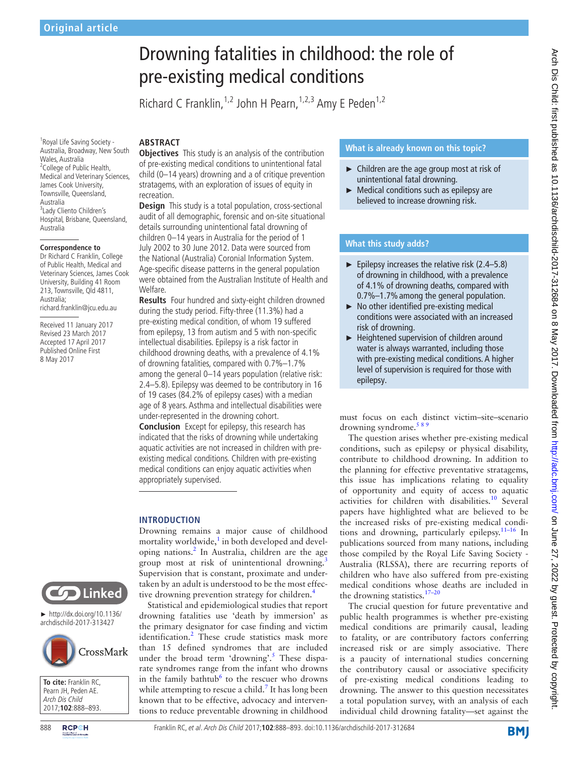Original article

# Drowning fatalities in childhood: the role of pre-existing medical conditions

Richard C Franklin,[1,2] John H Pearn,[1,2,3] Amy E Peden[1,2]

[1]Royal Life Saving Society - Australia, Broadway, New South Wales, Australia
[2]College of Public Health, Medical and Veterinary Sciences, James Cook University, Townsville, Queensland, Australia
[3]Lady Cliento Children's Hospital, Brisbane, Queensland, Australia

**Correspondence to**
Dr Richard C Franklin, College of Public Health, Medical and Veterinary Sciences, James Cook University, Building 41 Room 213, Townsville, Qld 4811, Australia; richard.franklin@jcu.edu.au

Received 11 January 2017
Revised 23 March 2017
Accepted 17 April 2017
Published Online First 8 May 2017

► http://dx.doi.org/10.1136/archdischild-2017-313427

**To cite:** Franklin RC, Pearn JH, Peden AE. *Arch Dis Child* 2017;**102**:888–893.

## ABSTRACT

**Objectives** This study is an analysis of the contribution of pre-existing medical conditions to unintentional fatal child (0–14 years) drowning and a of critique prevention stratagems, with an exploration of issues of equity in recreation.

**Design** This study is a total population, cross-sectional audit of all demographic, forensic and on-site situational details surrounding unintentional fatal drowning of children 0–14 years in Australia for the period of 1 July 2002 to 30 June 2012. Data were sourced from the National (Australia) Coronial Information System. Age-specific disease patterns in the general population were obtained from the Australian Institute of Health and Welfare.

**Results** Four hundred and sixty-eight children drowned during the study period. Fifty-three (11.3%) had a pre-existing medical condition, of whom 19 suffered from epilepsy, 13 from autism and 5 with non-specific intellectual disabilities. Epilepsy is a risk factor in childhood drowning deaths, with a prevalence of 4.1% of drowning fatalities, compared with 0.7%–1.7% among the general 0–14 years population (relative risk: 2.4–5.8). Epilepsy was deemed to be contributory in 16 of 19 cases (84.2% of epilepsy cases) with a median age of 8 years. Asthma and intellectual disabilities were under-represented in the drowning cohort.

**Conclusion** Except for epilepsy, this research has indicated that the risks of drowning while undertaking aquatic activities are not increased in children with pre-existing medical conditions. Children with pre-existing medical conditions can enjoy aquatic activities when appropriately supervised.

### What is already known on this topic?

- Children are the age group most at risk of unintentional fatal drowning.
- Medical conditions such as epilepsy are believed to increase drowning risk.

### What this study adds?

- Epilepsy increases the relative risk (2.4–5.8) of drowning in childhood, with a prevalence of 4.1% of drowning deaths, compared with 0.7%–1.7% among the general population.
- No other identified pre-existing medical conditions were associated with an increased risk of drowning.
- Heightened supervision of children around water is always warranted, including those with pre-existing medical conditions. A higher level of supervision is required for those with epilepsy.

## INTRODUCTION

Drowning remains a major cause of childhood mortality worldwide,[1] in both developed and developing nations.[2] In Australia, children are the age group most at risk of unintentional drowning.[3] Supervision that is constant, proximate and undertaken by an adult is understood to be the most effective drowning prevention strategy for children.[4]

Statistical and epidemiological studies that report drowning fatalities use 'death by immersion' as the primary designator for case finding and victim identification.[2] These crude statistics mask more than 15 defined syndromes that are included under the broad term 'drowning'.[5] These disparate syndromes range from the infant who drowns in the family bathtub[6] to the rescuer who drowns while attempting to rescue a child.[7] It has long been known that to be effective, advocacy and interventions to reduce preventable drowning in childhood must focus on each distinct victim–site–scenario drowning syndrome.[5 8 9]

The question arises whether pre-existing medical conditions, such as epilepsy or physical disability, contribute to childhood drowning. In addition to the planning for effective preventative stratagems, this issue has implications relating to equality of opportunity and equity of access to aquatic activities for children with disabilities.[10] Several papers have highlighted what are believed to be the increased risks of pre-existing medical conditions and drowning, particularly epilepsy.[11–16] In publications sourced from many nations, including those compiled by the Royal Life Saving Society - Australia (RLSSA), there are recurring reports of children who have also suffered from pre-existing medical conditions whose deaths are included in the drowning statistics.[17–20]

The crucial question for future preventative and public health programmes is whether pre-existing medical conditions are primarily causal, leading to fatality, or are contributory factors conferring increased risk or are simply associative. There is a paucity of international studies concerning the contributory causal or associative specificity of pre-existing medical conditions leading to drowning. The answer to this question necessitates a total population survey, with an analysis of each individual child drowning fatality—set against the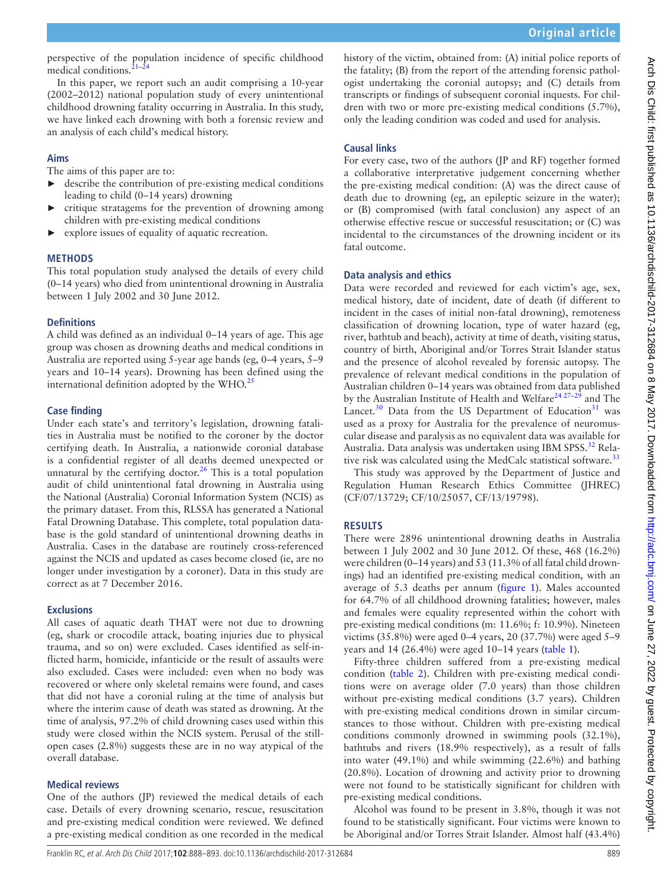perspective of the population incidence of specific childhood medical conditions.[21–24]

In this paper, we report such an audit comprising a 10-year (2002–2012) national population study of every unintentional childhood drowning fatality occurring in Australia. In this study, we have linked each drowning with both a forensic review and an analysis of each child's medical history.

## Aims

The aims of this paper are to:

- describe the contribution of pre-existing medical conditions leading to child (0–14 years) drowning
- critique stratagems for the prevention of drowning among children with pre-existing medical conditions
- explore issues of equality of aquatic recreation.

## METHODS

This total population study analysed the details of every child (0–14 years) who died from unintentional drowning in Australia between 1 July 2002 and 30 June 2012.

### Definitions

A child was defined as an individual 0–14 years of age. This age group was chosen as drowning deaths and medical conditions in Australia are reported using 5-year age bands (eg, 0–4 years, 5–9 years and 10–14 years). Drowning has been defined using the international definition adopted by the WHO.[25]

### Case finding

Under each state's and territory's legislation, drowning fatalities in Australia must be notified to the coroner by the doctor certifying death. In Australia, a nationwide coronial database is a confidential register of all deaths deemed unexpected or unnatural by the certifying doctor.[26] This is a total population audit of child unintentional fatal drowning in Australia using the National (Australia) Coronial Information System (NCIS) as the primary dataset. From this, RLSSA has generated a National Fatal Drowning Database. This complete, total population database is the gold standard of unintentional drowning deaths in Australia. Cases in the database are routinely cross-referenced against the NCIS and updated as cases become closed (ie, are no longer under investigation by a coroner). Data in this study are correct as at 7 December 2016.

### Exclusions

All cases of aquatic death THAT were not due to drowning (eg, shark or crocodile attack, boating injuries due to physical trauma, and so on) were excluded. Cases identified as self-inflicted harm, homicide, infanticide or the result of assaults were also excluded. Cases were included: even when no body was recovered or where only skeletal remains were found, and cases that did not have a coronial ruling at the time of analysis but where the interim cause of death was stated as drowning. At the time of analysis, 97.2% of child drowning cases used within this study were closed within the NCIS system. Perusal of the still-open cases (2.8%) suggests these are in no way atypical of the overall database.

### Medical reviews

One of the authors (JP) reviewed the medical details of each case. Details of every drowning scenario, rescue, resuscitation and pre-existing medical condition were reviewed. We defined a pre-existing medical condition as one recorded in the medical history of the victim, obtained from: (A) initial police reports of the fatality; (B) from the report of the attending forensic pathologist undertaking the coronial autopsy; and (C) details from transcripts or findings of subsequent coronial inquests. For children with two or more pre-existing medical conditions (5.7%), only the leading condition was coded and used for analysis.

### Causal links

For every case, two of the authors (JP and RF) together formed a collaborative interpretative judgement concerning whether the pre-existing medical condition: (A) was the direct cause of death due to drowning (eg, an epileptic seizure in the water); or (B) compromised (with fatal conclusion) any aspect of an otherwise effective rescue or successful resuscitation; or (C) was incidental to the circumstances of the drowning incident or its fatal outcome.

### Data analysis and ethics

Data were recorded and reviewed for each victim's age, sex, medical history, date of incident, date of death (if different to incident in the cases of initial non-fatal drowning), remoteness classification of drowning location, type of water hazard (eg, river, bathtub and beach), activity at time of death, visiting status, country of birth, Aboriginal and/or Torres Strait Islander status and the presence of alcohol revealed by forensic autopsy. The prevalence of relevant medical conditions in the population of Australian children 0–14 years was obtained from data published by the Australian Institute of Health and Welfare[24 27–29] and The Lancet.[30] Data from the US Department of Education[31] was used as a proxy for Australia for the prevalence of neuromuscular disease and paralysis as no equivalent data was available for Australia. Data analysis was undertaken using IBM SPSS.[32] Relative risk was calculated using the MedCalc statistical software.[33]

This study was approved by the Department of Justice and Regulation Human Research Ethics Committee (JHREC) (CF/07/13729; CF/10/25057, CF/13/19798).

## RESULTS

There were 2896 unintentional drowning deaths in Australia between 1 July 2002 and 30 June 2012. Of these, 468 (16.2%) were children (0–14 years) and 53 (11.3% of all fatal child drownings) had an identified pre-existing medical condition, with an average of 5.3 deaths per annum (figure 1). Males accounted for 64.7% of all childhood drowning fatalities; however, males and females were equality represented within the cohort with pre-existing medical conditions (m: 11.6%; f: 10.9%). Nineteen victims (35.8%) were aged 0–4 years, 20 (37.7%) were aged 5–9 years and 14 (26.4%) were aged 10–14 years (table 1).

Fifty-three children suffered from a pre-existing medical condition (table 2). Children with pre-existing medical conditions were on average older (7.0 years) than those children without pre-existing medical conditions (3.7 years). Children with pre-existing medical conditions drown in similar circumstances to those without. Children with pre-existing medical conditions commonly drowned in swimming pools (32.1%), bathtubs and rivers (18.9% respectively), as a result of falls into water (49.1%) and while swimming (22.6%) and bathing (20.8%). Location of drowning and activity prior to drowning were not found to be statistically significant for children with pre-existing medical conditions.

Alcohol was found to be present in 3.8%, though it was not found to be statistically significant. Four victims were known to be Aboriginal and/or Torres Strait Islander. Almost half (43.4%)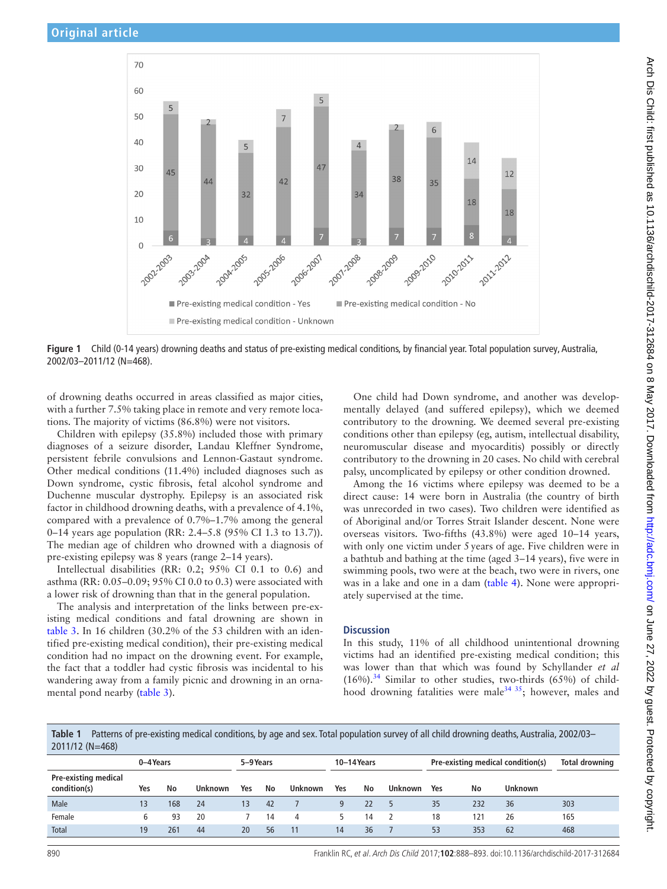Figure 1 Child (0-14 years) drowning deaths and status of pre-existing medical conditions, by financial year. Total population survey, Australia, 2002/03–2011/12 (N=468).

of drowning deaths occurred in areas classified as major cities, with a further 7.5% taking place in remote and very remote locations. The majority of victims (86.8%) were not visitors.

Children with epilepsy (35.8%) included those with primary diagnoses of a seizure disorder, Landau Kleffner Syndrome, persistent febrile convulsions and Lennon-Gastaut syndrome. Other medical conditions (11.4%) included diagnoses such as Down syndrome, cystic fibrosis, fetal alcohol syndrome and Duchenne muscular dystrophy. Epilepsy is an associated risk factor in childhood drowning deaths, with a prevalence of 4.1%, compared with a prevalence of 0.7%–1.7% among the general 0–14 years age population (RR: 2.4–5.8 (95% CI 1.3 to 13.7)). The median age of children who drowned with a diagnosis of pre-existing epilepsy was 8 years (range 2–14 years).

Intellectual disabilities (RR: 0.2; 95% CI 0.1 to 0.6) and asthma (RR: 0.05–0.09; 95% CI 0.0 to 0.3) were associated with a lower risk of drowning than that in the general population.

The analysis and interpretation of the links between pre-existing medical conditions and fatal drowning are shown in table 3. In 16 children (30.2% of the 53 children with an identified pre-existing medical condition), their pre-existing medical condition had no impact on the drowning event. For example, the fact that a toddler had cystic fibrosis was incidental to his wandering away from a family picnic and drowning in an ornamental pond nearby (table 3).

One child had Down syndrome, and another was developmentally delayed (and suffered epilepsy), which we deemed contributory to the drowning. We deemed several pre-existing conditions other than epilepsy (eg, autism, intellectual disability, neuromuscular disease and myocarditis) possibly or directly contributory to the drowning in 20 cases. No child with cerebral palsy, uncomplicated by epilepsy or other condition drowned.

Among the 16 victims where epilepsy was deemed to be a direct cause: 14 were born in Australia (the country of birth was unrecorded in two cases). Two children were identified as of Aboriginal and/or Torres Strait Islander descent. None were overseas visitors. Two-fifths (43.8%) were aged 10–14 years, with only one victim under 5 years of age. Five children were in a bathtub and bathing at the time (aged 3–14 years), five were in swimming pools, two were at the beach, two were in rivers, one was in a lake and one in a dam (table 4). None were appropriately supervised at the time.

## Discussion

In this study, 11% of all childhood unintentional drowning victims had an identified pre-existing medical condition; this was lower than that which was found by Schyllander *et al* (16%).[34] Similar to other studies, two-thirds (65%) of childhood drowning fatalities were male[34 35]; however, males and

**Table 1** Patterns of pre-existing medical conditions, by age and sex. Total population survey of all child drowning deaths, Australia, 2002/03–2011/12 (N=468)

| | 0–4 Years | | | 5–9 Years | | | 10–14 Years | | | Pre-existing medical condition(s) | | | Total drowning |
|---|---|---|---|---|---|---|---|---|---|---|---|---|---|
| Pre-existing medical condition(s) | Yes | No | Unknown | Yes | No | Unknown | Yes | No | Unknown | Yes | No | Unknown | |
| Male | 13 | 168 | 24 | 13 | 42 | 7 | 9 | 22 | 5 | 35 | 232 | 36 | 303 |
| Female | 6 | 93 | 20 | 7 | 14 | 4 | 5 | 14 | 2 | 18 | 121 | 26 | 165 |
| Total | 19 | 261 | 44 | 20 | 56 | 11 | 14 | 36 | 7 | 53 | 353 | 62 | 468 |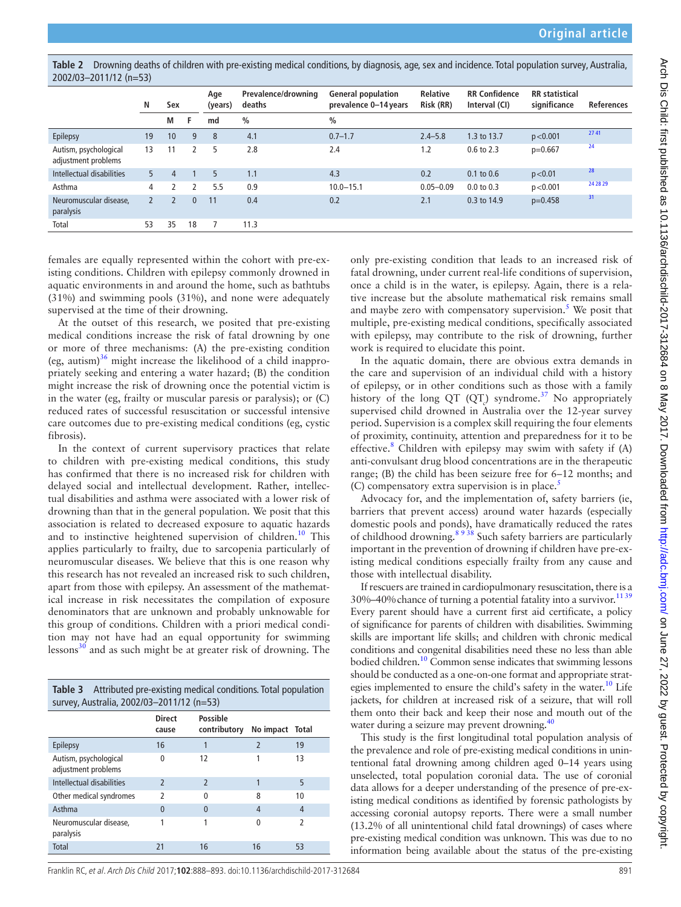Table 2 Drowning deaths of children with pre-existing medical conditions, by diagnosis, age, sex and incidence. Total population survey, Australia, 2002/03–2011/12 (n=53)

| | N | Sex | | Age (years) | Prevalence/drowning deaths | General population prevalence 0–14 years | Relative Risk (RR) | RR Confidence Interval (CI) | RR statistical significance | References |
|---|---|---|---|---|---|---|---|---|---|---|
| | | M | F | md | % | % | | | | |
| Epilepsy | 19 | 10 | 9 | 8 | 4.1 | 0.7–1.7 | 2.4–5.8 | 1.3 to 13.7 | p<0.001 | 27 41 |
| Autism, psychological adjustment problems | 13 | 11 | 2 | 5 | 2.8 | 2.4 | 1.2 | 0.6 to 2.3 | p=0.667 | 24 |
| Intellectual disabilities | 5 | 4 | 1 | 5 | 1.1 | 4.3 | 0.2 | 0.1 to 0.6 | p<0.01 | 28 |
| Asthma | 4 | 2 | 2 | 5.5 | 0.9 | 10.0–15.1 | 0.05–0.09 | 0.0 to 0.3 | p<0.001 | 24 28 29 |
| Neuromuscular disease, paralysis | 2 | 2 | 0 | 11 | 0.4 | 0.2 | 2.1 | 0.3 to 14.9 | p=0.458 | 31 |
| Total | 53 | 35 | 18 | 7 | 11.3 | | | | | |

females are equally represented within the cohort with pre-existing conditions. Children with epilepsy commonly drowned in aquatic environments in and around the home, such as bathtubs (31%) and swimming pools (31%), and none were adequately supervised at the time of their drowning.

At the outset of this research, we posited that pre-existing medical conditions increase the risk of fatal drowning by one or more of three mechanisms: (A) the pre-existing condition (eg, autism)[36] might increase the likelihood of a child inappropriately seeking and entering a water hazard; (B) the condition might increase the risk of drowning once the potential victim is in the water (eg, frailty or muscular paresis or paralysis); or (C) reduced rates of successful resuscitation or successful intensive care outcomes due to pre-existing medical conditions (eg, cystic fibrosis).

In the context of current supervisory practices that relate to children with pre-existing medical conditions, this study has confirmed that there is no increased risk for children with delayed social and intellectual development. Rather, intellectual disabilities and asthma were associated with a lower risk of drowning than that in the general population. We posit that this association is related to decreased exposure to aquatic hazards and to instinctive heightened supervision of children.[10] This applies particularly to frailty, due to sarcopenia particularly of neuromuscular diseases. We believe that this is one reason why this research has not revealed an increased risk to such children, apart from those with epilepsy. An assessment of the mathematical increase in risk necessitates the compilation of exposure denominators that are unknown and probably unknowable for this group of conditions. Children with a priori medical condition may not have had an equal opportunity for swimming lessons[30] and as such might be at greater risk of drowning. The only pre-existing condition that leads to an increased risk of fatal drowning, under current real-life conditions of supervision, once a child is in the water, is epilepsy. Again, there is a relative increase but the absolute mathematical risk remains small and maybe zero with compensatory supervision.[5] We posit that multiple, pre-existing medical conditions, specifically associated with epilepsy, may contribute to the risk of drowning, further work is required to elucidate this point.

Table 3 Attributed pre-existing medical conditions. Total population survey, Australia, 2002/03–2011/12 (n=53)

| | Direct cause | Possible contributory | No impact | Total |
|---|---|---|---|---|
| Epilepsy | 16 | 1 | 2 | 19 |
| Autism, psychological adjustment problems | 0 | 12 | 1 | 13 |
| Intellectual disabilities | 2 | 2 | 1 | 5 |
| Other medical syndromes | 2 | 0 | 8 | 10 |
| Asthma | 0 | 0 | 4 | 4 |
| Neuromuscular disease, paralysis | 1 | 1 | 0 | 2 |
| Total | 21 | 16 | 16 | 53 |

In the aquatic domain, there are obvious extra demands in the care and supervision of an individual child with a history of epilepsy, or in other conditions such as those with a family history of the long QT ($QT_c$) syndrome.[37] No appropriately supervised child drowned in Australia over the 12-year survey period. Supervision is a complex skill requiring the four elements of proximity, continuity, attention and preparedness for it to be effective.[8] Children with epilepsy may swim with safety if (A) anti-convulsant drug blood concentrations are in the therapeutic range; (B) the child has been seizure free for 6–12 months; and (C) compensatory extra supervision is in place.[5]

Advocacy for, and the implementation of, safety barriers (ie, barriers that prevent access) around water hazards (especially domestic pools and ponds), have dramatically reduced the rates of childhood drowning.[8 9 38] Such safety barriers are particularly important in the prevention of drowning if children have pre-existing medical conditions especially frailty from any cause and those with intellectual disability.

If rescuers are trained in cardiopulmonary resuscitation, there is a 30%–40% chance of turning a potential fatality into a survivor.[11 39] Every parent should have a current first aid certificate, a policy of significance for parents of children with disabilities. Swimming skills are important life skills; and children with chronic medical conditions and congenital disabilities need these no less than able bodied children.[10] Common sense indicates that swimming lessons should be conducted as a one-on-one format and appropriate strategies implemented to ensure the child's safety in the water.[10] Life jackets, for children at increased risk of a seizure, that will roll them onto their back and keep their nose and mouth out of the water during a seizure may prevent drowning.[40]

This study is the first longitudinal total population analysis of the prevalence and role of pre-existing medical conditions in unintentional fatal drowning among children aged 0–14 years using unselected, total population coronial data. The use of coronial data allows for a deeper understanding of the presence of pre-existing medical conditions as identified by forensic pathologists by accessing coronial autopsy reports. There were a small number (13.2% of all unintentional child fatal drownings) of cases where pre-existing medical condition was unknown. This was due to no information being available about the status of the pre-existing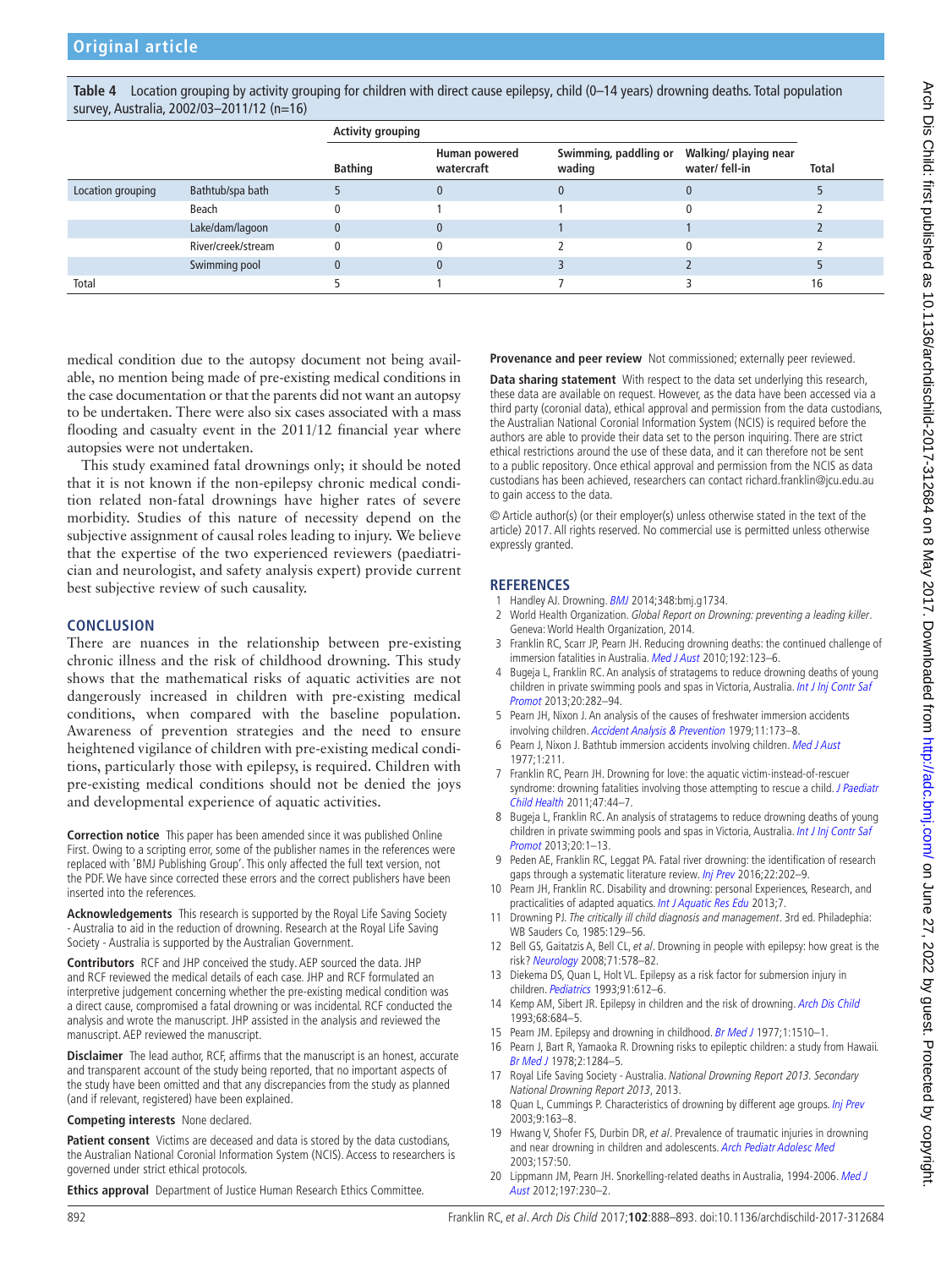**Table 4** Location grouping by activity grouping for children with direct cause epilepsy, child (0–14 years) drowning deaths. Total population survey, Australia, 2002/03–2011/12 (n=16)

| | | Activity grouping | | | | |
|---|---|---|---|---|---|---|
| | | Bathing | Human powered watercraft | Swimming, paddling or wading | Walking/ playing near water/ fell-in | Total |
| Location grouping | Bathtub/spa bath | 5 | 0 | 0 | 0 | 5 |
| | Beach | 0 | 1 | 1 | 0 | 2 |
| | Lake/dam/lagoon | 0 | 0 | 1 | 1 | 2 |
| | River/creek/stream | 0 | 0 | 2 | 0 | 2 |
| | Swimming pool | 0 | 0 | 3 | 2 | 5 |
| Total | | 5 | 1 | 7 | 3 | 16 |

medical condition due to the autopsy document not being available, no mention being made of pre-existing medical conditions in the case documentation or that the parents did not want an autopsy to be undertaken. There were also six cases associated with a mass flooding and casualty event in the 2011/12 financial year where autopsies were not undertaken.

This study examined fatal drownings only; it should be noted that it is not known if the non-epilepsy chronic medical condition related non-fatal drownings have higher rates of severe morbidity. Studies of this nature of necessity depend on the subjective assignment of causal roles leading to injury. We believe that the expertise of the two experienced reviewers (paediatrician and neurologist, and safety analysis expert) provide current best subjective review of such causality.

## CONCLUSION

There are nuances in the relationship between pre-existing chronic illness and the risk of childhood drowning. This study shows that the mathematical risks of aquatic activities are not dangerously increased in children with pre-existing medical conditions, when compared with the baseline population. Awareness of prevention strategies and the need to ensure heightened vigilance of children with pre-existing medical conditions, particularly those with epilepsy, is required. Children with pre-existing medical conditions should not be denied the joys and developmental experience of aquatic activities.

**Correction notice** This paper has been amended since it was published Online First. Owing to a scripting error, some of the publisher names in the references were replaced with 'BMJ Publishing Group'. This only affected the full text version, not the PDF. We have since corrected these errors and the correct publishers have been inserted into the references.

**Acknowledgements** This research is supported by the Royal Life Saving Society - Australia to aid in the reduction of drowning. Research at the Royal Life Saving Society - Australia is supported by the Australian Government.

**Contributors** RCF and JHP conceived the study. AEP sourced the data. JHP and RCF reviewed the medical details of each case. JHP and RCF formulated an interpretive judgement concerning whether the pre-existing medical condition was a direct cause, compromised a fatal drowning or was incidental. RCF conducted the analysis and wrote the manuscript. JHP assisted in the analysis and reviewed the manuscript. AEP reviewed the manuscript.

**Disclaimer** The lead author, RCF, affirms that the manuscript is an honest, accurate and transparent account of the study being reported, that no important aspects of the study have been omitted and that any discrepancies from the study as planned (and if relevant, registered) have been explained.

**Competing interests** None declared.

**Patient consent** Victims are deceased and data is stored by the data custodians, the Australian National Coronial Information System (NCIS). Access to researchers is governed under strict ethical protocols.

**Ethics approval** Department of Justice Human Research Ethics Committee.

**Provenance and peer review** Not commissioned; externally peer reviewed.

**Data sharing statement** With respect to the data set underlying this research, these data are available on request. However, as the data have been accessed via a third party (coronial data), ethical approval and permission from the data custodians, the Australian National Coronial Information System (NCIS) is required before the authors are able to provide their data set to the person inquiring. There are strict ethical restrictions around the use of these data, and it can therefore not be sent to a public repository. Once ethical approval and permission from the NCIS as data custodians has been achieved, researchers can contact richard.franklin@jcu.edu.au to gain access to the data.

© Article author(s) (or their employer(s) unless otherwise stated in the text of the article) 2017. All rights reserved. No commercial use is permitted unless otherwise expressly granted.

## REFERENCES

1. Handley AJ. Drowning. *BMJ* 2014;348:bmj.g1734.
2. World Health Organization. *Global Report on Drowning: preventing a leading killer*. Geneva: World Health Organization, 2014.
3. Franklin RC, Scarr JP, Pearn JH. Reducing drowning deaths: the continued challenge of immersion fatalities in Australia. *Med J Aust* 2010;192:123–6.
4. Bugeja L, Franklin RC. An analysis of stratagems to reduce drowning deaths of young children in private swimming pools and spas in Victoria, Australia. *Int J Inj Contr Saf Promot* 2013;20:282–94.
5. Pearn JH, Nixon J. An analysis of the causes of freshwater immersion accidents involving children. *Accident Analysis & Prevention* 1979;11:173–8.
6. Pearn J, Nixon J. Bathtub immersion accidents involving children. *Med J Aust* 1977;1:211.
7. Franklin RC, Pearn JH. Drowning for love: the aquatic victim-instead-of-rescuer syndrome: drowning fatalities involving those attempting to rescue a child. *J Paediatr Child Health* 2011;47:44–7.
8. Bugeja L, Franklin RC. An analysis of stratagems to reduce drowning deaths of young children in private swimming pools and spas in Victoria, Australia. *Int J Inj Contr Saf Promot* 2013;20:1–13.
9. Peden AE, Franklin RC, Leggat PA. Fatal river drowning: the identification of research gaps through a systematic literature review. *Inj Prev* 2016;22:202–9.
10. Pearn JH, Franklin RC. Disability and drowning: personal Experiences, Research, and practicalities of adapted aquatics. *Int J Aquatic Res Edu* 2013;7.
11. Drowning PJ. *The critically ill child diagnosis and management*. 3rd ed. Philadephia: WB Sauders Co, 1985:129–56.
12. Bell GS, Gaitatzis A, Bell CL, *et al*. Drowning in people with epilepsy: how great is the risk? *Neurology* 2008;71:578–82.
13. Diekema DS, Quan L, Holt VL. Epilepsy as a risk factor for submersion injury in children. *Pediatrics* 1993;91:612–6.
14. Kemp AM, Sibert JR. Epilepsy in children and the risk of drowning. *Arch Dis Child* 1993;68:684–5.
15. Pearn JM. Epilepsy and drowning in childhood. *Br Med J* 1977;1:1510–1.
16. Pearn J, Bart R, Yamaoka R. Drowning risks to epileptic children: a study from Hawaii. *Br Med J* 1978;2:1284–5.
17. Royal Life Saving Society - Australia. *National Drowning Report 2013. Secondary National Drowning Report 2013*, 2013.
18. Quan L, Cummings P. Characteristics of drowning by different age groups. *Inj Prev* 2003;9:163–8.
19. Hwang V, Shofer FS, Durbin DR, *et al*. Prevalence of traumatic injuries in drowning and near drowning in children and adolescents. *Arch Pediatr Adolesc Med* 2003;157:50.
20. Lippmann JM, Pearn JH. Snorkelling-related deaths in Australia, 1994-2006. *Med J Aust* 2012;197:230–2.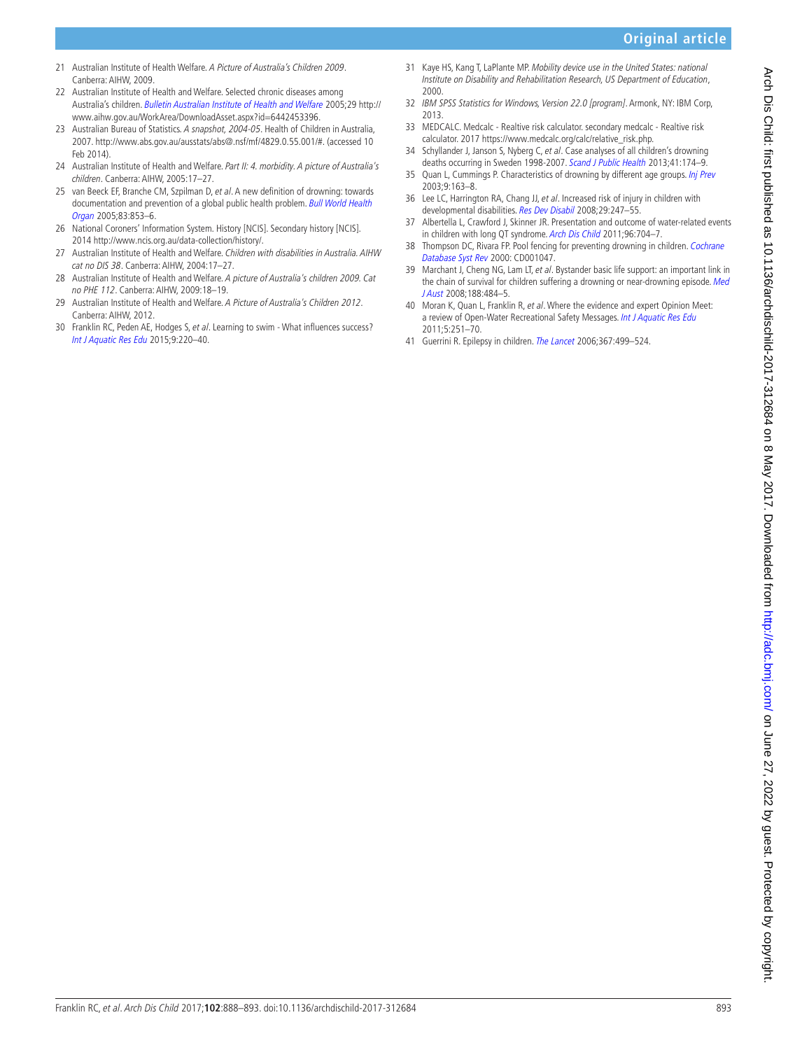21 Australian Institute of Health Welfare. *A Picture of Australia's Children 2009*. Canberra: AIHW, 2009.

22 Australian Institute of Health and Welfare. Selected chronic diseases among Australia's children. *Bulletin Australian Institute of Health and Welfare* 2005;29 http://www.aihw.gov.au/WorkArea/DownloadAsset.aspx?id=6442453396.

23 Australian Bureau of Statistics. *A snapshot, 2004-05*. Health of Children in Australia, 2007. http://www.abs.gov.au/ausstats/abs@.nsf/mf/4829.0.55.001/#. (accessed 10 Feb 2014).

24 Australian Institute of Health and Welfare. *Part II: 4. morbidity. A picture of Australia's children*. Canberra: AIHW, 2005:17–27.

25 van Beeck EF, Branche CM, Szpilman D, *et al*. A new definition of drowning: towards documentation and prevention of a global public health problem. *Bull World Health Organ* 2005;83:853–6.

26 National Coroners' Information System. History [NCIS]. Secondary history [NCIS]. 2014 http://www.ncis.org.au/data-collection/history/.

27 Australian Institute of Health and Welfare. *Children with disabilities in Australia. AIHW cat no DIS 38*. Canberra: AIHW, 2004:17–27.

28 Australian Institute of Health and Welfare. *A picture of Australia's children 2009. Cat no PHE 112*. Canberra: AIHW, 2009:18–19.

29 Australian Institute of Health and Welfare. *A Picture of Australia's Children 2012*. Canberra: AIHW, 2012.

30 Franklin RC, Peden AE, Hodges S, *et al*. Learning to swim - What influences success? *Int J Aquatic Res Edu* 2015;9:220–40.

31 Kaye HS, Kang T, LaPlante MP. *Mobility device use in the United States: national Institute on Disability and Rehabilitation Research, US Department of Education*, 2000.

32 *IBM SPSS Statistics for Windows, Version 22.0 [program]*. Armonk, NY: IBM Corp, 2013.

33 MEDCALC. Medcalc - Realtive risk calculator. secondary medcalc - Realtive risk calculator. 2017 https://www.medcalc.org/calc/relative_risk.php.

34 Schyllander J, Janson S, Nyberg C, *et al*. Case analyses of all children's drowning deaths occurring in Sweden 1998-2007. *Scand J Public Health* 2013;41:174–9.

35 Quan L, Cummings P. Characteristics of drowning by different age groups. *Inj Prev* 2003;9:163–8.

36 Lee LC, Harrington RA, Chang JJ, *et al*. Increased risk of injury in children with developmental disabilities. *Res Dev Disabil* 2008;29:247–55.

37 Albertella L, Crawford J, Skinner JR. Presentation and outcome of water-related events in children with long QT syndrome. *Arch Dis Child* 2011;96:704–7.

38 Thompson DC, Rivara FP. Pool fencing for preventing drowning in children. *Cochrane Database Syst Rev* 2000: CD001047.

39 Marchant J, Cheng NG, Lam LT, *et al*. Bystander basic life support: an important link in the chain of survival for children suffering a drowning or near-drowning episode. *Med J Aust* 2008;188:484–5.

40 Moran K, Quan L, Franklin R, *et al*. Where the evidence and expert Opinion Meet: a review of Open-Water Recreational Safety Messages. *Int J Aquatic Res Edu* 2011;5:251–70.

41 Guerrini R. Epilepsy in children. *The Lancet* 2006;367:499–524.